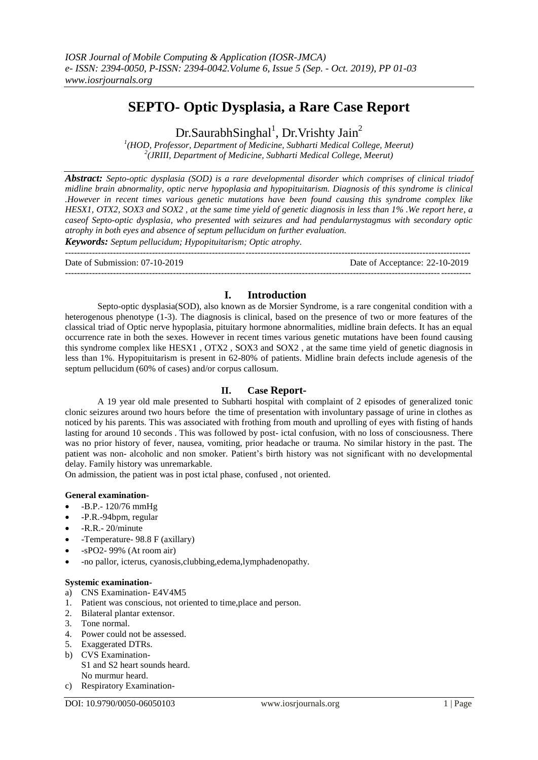# SEPTO- Optic Dysplasia, a Rare Case Report

Dr.SaurabhSinghal[1], Dr.Vrishty Jain[2]

[1](HOD, Professor, Department of Medicine, Subharti Medical College, Meerut)
[2](JRIII, Department of Medicine, Subharti Medical College, Meerut)

***Abstract:*** *Septo-optic dysplasia (SOD) is a rare developmental disorder which comprises of clinical triadof midline brain abnormality, optic nerve hypoplasia and hypopituitarism. Diagnosis of this syndrome is clinical .However in recent times various genetic mutations have been found causing this syndrome complex like HESX1, OTX2, SOX3 and SOX2 , at the same time yield of genetic diagnosis in less than 1% .We report here, a caseof Septo-optic dysplasia, who presented with seizures and had pendularnystagmus with secondary optic atrophy in both eyes and absence of septum pellucidum on further evaluation.*

***Keywords:*** *Septum pellucidum; Hypopituitarism; Optic atrophy.*

---

Date of Submission: 07-10-2019 | Date of Acceptance: 22-10-2019

---

## I. Introduction

Septo-optic dysplasia(SOD), also known as de Morsier Syndrome, is a rare congenital condition with a heterogenous phenotype (1-3). The diagnosis is clinical, based on the presence of two or more features of the classical triad of Optic nerve hypoplasia, pituitary hormone abnormalities, midline brain defects. It has an equal occurrence rate in both the sexes. However in recent times various genetic mutations have been found causing this syndrome complex like HESX1 , OTX2 , SOX3 and SOX2 , at the same time yield of genetic diagnosis in less than 1%. Hypopituitarism is present in 62-80% of patients. Midline brain defects include agenesis of the septum pellucidum (60% of cases) and/or corpus callosum.

## II. Case Report-

A 19 year old male presented to Subharti hospital with complaint of 2 episodes of generalized tonic clonic seizures around two hours before the time of presentation with involuntary passage of urine in clothes as noticed by his parents. This was associated with frothing from mouth and uprolling of eyes with fisting of hands lasting for around 10 seconds . This was followed by post- ictal confusion, with no loss of consciousness. There was no prior history of fever, nausea, vomiting, prior headache or trauma. No similar history in the past. The patient was non- alcoholic and non smoker. Patient's birth history was not significant with no developmental delay. Family history was unremarkable.

On admission, the patient was in post ictal phase, confused , not oriented.

**General examination-**

- -B.P.- 120/76 mmHg
- -P.R.-94bpm, regular
- -R.R.- 20/minute
- -Temperature- 98.8 F (axillary)
- -sPO2- 99% (At room air)
- -no pallor, icterus, cyanosis,clubbing,edema,lymphadenopathy.

**Systemic examination-**

a) CNS Examination- E4V4M5
1. Patient was conscious, not oriented to time,place and person.
2. Bilateral plantar extensor.
3. Tone normal.
4. Power could not be assessed.
5. Exaggerated DTRs.

b) CVS Examination-
S1 and S2 heart sounds heard.
No murmur heard.

c) Respiratory Examination-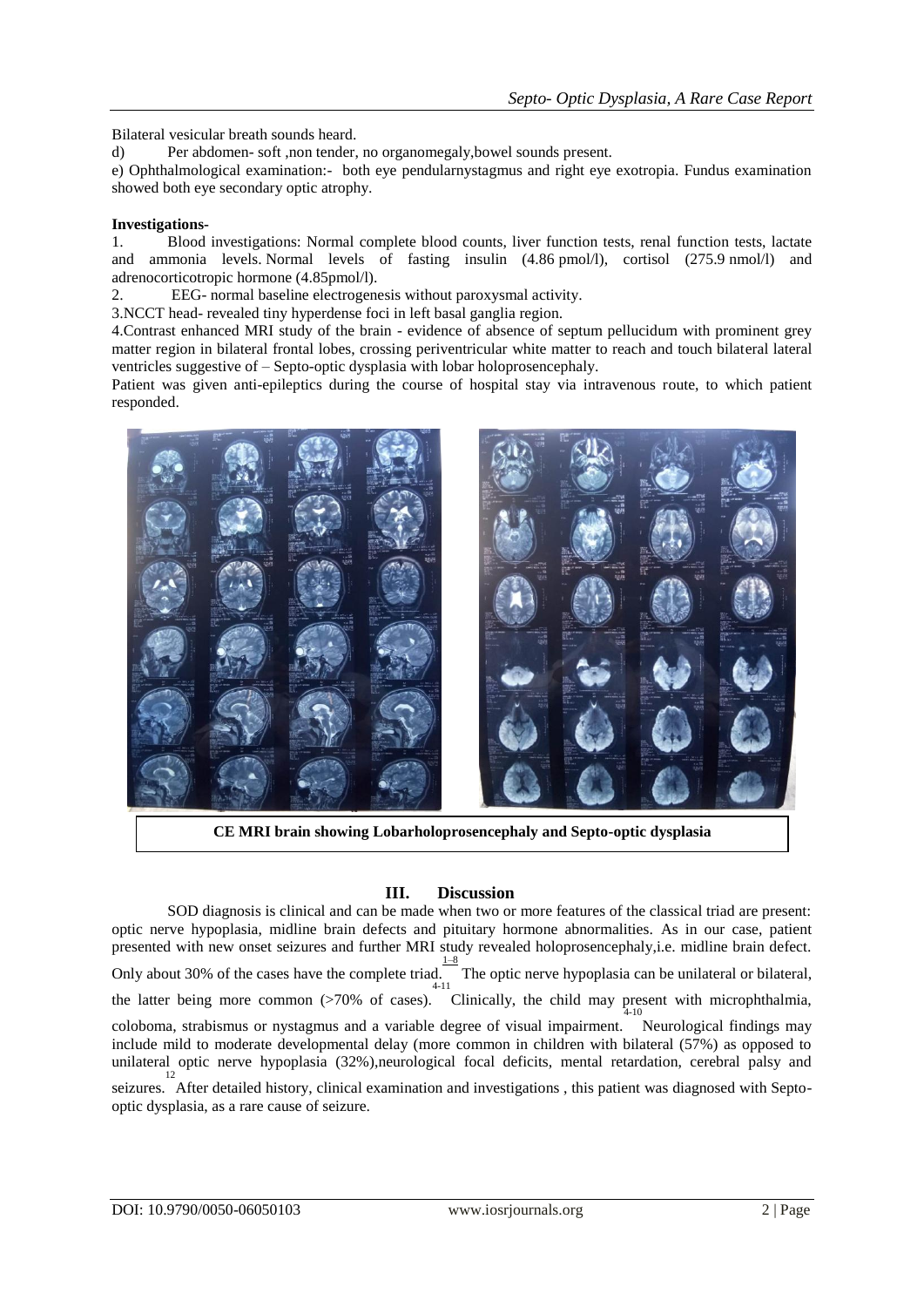Bilateral vesicular breath sounds heard.

d) Per abdomen- soft ,non tender, no organomegaly,bowel sounds present.

e) Ophthalmological examination:- both eye pendularnystagmus and right eye exotropia. Fundus examination showed both eye secondary optic atrophy.

**Investigations-**

1. Blood investigations: Normal complete blood counts, liver function tests, renal function tests, lactate and ammonia levels. Normal levels of fasting insulin (4.86 pmol/l), cortisol (275.9 nmol/l) and adrenocorticotropic hormone (4.85pmol/l).
2. EEG- normal baseline electrogenesis without paroxysmal activity.
3. NCCT head- revealed tiny hyperdense foci in left basal ganglia region.
4. Contrast enhanced MRI study of the brain - evidence of absence of septum pellucidum with prominent grey matter region in bilateral frontal lobes, crossing periventricular white matter to reach and touch bilateral lateral ventricles suggestive of – Septo-optic dysplasia with lobar holoprosencephaly.

Patient was given anti-epileptics during the course of hospital stay via intravenous route, to which patient responded.

**CE MRI brain showing Lobarholoprosencephaly and Septo-optic dysplasia**

## III. Discussion

SOD diagnosis is clinical and can be made when two or more features of the classical triad are present: optic nerve hypoplasia, midline brain defects and pituitary hormone abnormalities. As in our case, patient presented with new onset seizures and further MRI study revealed holoprosencephaly,i.e. midline brain defect. Only about 30% of the cases have the complete triad.[1–8] The optic nerve hypoplasia can be unilateral or bilateral, the latter being more common (>70% of cases).[4-11] Clinically, the child may present with microphthalmia, coloboma, strabismus or nystagmus and a variable degree of visual impairment.[4-10] Neurological findings may include mild to moderate developmental delay (more common in children with bilateral (57%) as opposed to unilateral optic nerve hypoplasia (32%),neurological focal deficits, mental retardation, cerebral palsy and seizures.[12] After detailed history, clinical examination and investigations , this patient was diagnosed with Septo-optic dysplasia, as a rare cause of seizure.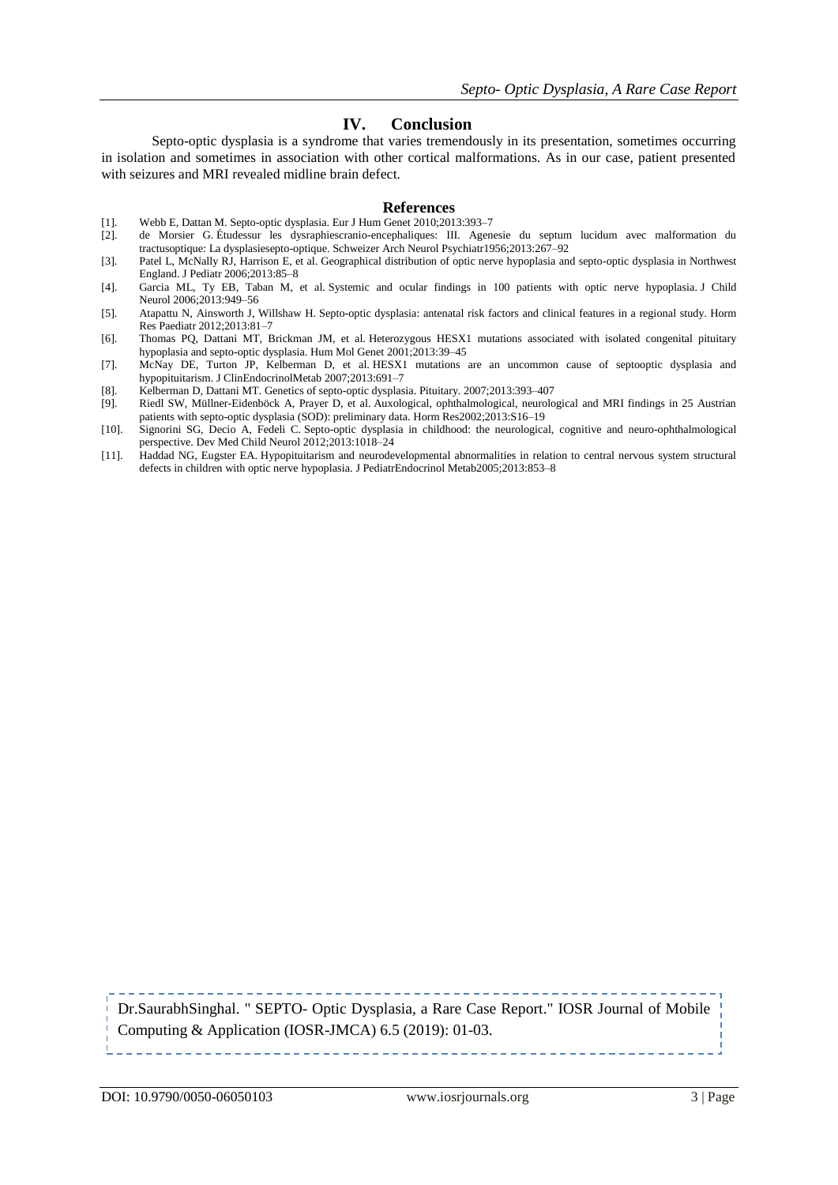## IV. Conclusion

Septo-optic dysplasia is a syndrome that varies tremendously in its presentation, sometimes occurring in isolation and sometimes in association with other cortical malformations. As in our case, patient presented with seizures and MRI revealed midline brain defect.

## References

[1]. Webb E, Dattan M. Septo-optic dysplasia. Eur J Hum Genet 2010;2013:393–7

[2]. de Morsier G. Étudessur les dysraphiescranio-encephaliques: III. Agenesie du septum lucidum avec malformation du tractusoptique: La dysplasiesepto-optique. Schweizer Arch Neurol Psychiatr1956;2013:267–92

[3]. Patel L, McNally RJ, Harrison E, et al. Geographical distribution of optic nerve hypoplasia and septo-optic dysplasia in Northwest England. J Pediatr 2006;2013:85–8

[4]. Garcia ML, Ty EB, Taban M, et al. Systemic and ocular findings in 100 patients with optic nerve hypoplasia. J Child Neurol 2006;2013:949–56

[5]. Atapattu N, Ainsworth J, Willshaw H. Septo-optic dysplasia: antenatal risk factors and clinical features in a regional study. Horm Res Paediatr 2012;2013:81–7

[6]. Thomas PQ, Dattani MT, Brickman JM, et al. Heterozygous HESX1 mutations associated with isolated congenital pituitary hypoplasia and septo-optic dysplasia. Hum Mol Genet 2001;2013:39–45

[7]. McNay DE, Turton JP, Kelberman D, et al. HESX1 mutations are an uncommon cause of septooptic dysplasia and hypopituitarism. J ClinEndocrinolMetab 2007;2013:691–7

[8]. Kelberman D, Dattani MT. Genetics of septo-optic dysplasia. Pituitary. 2007;2013:393–407

[9]. Riedl SW, Müllner-Eidenböck A, Prayer D, et al. Auxological, ophthalmological, neurological and MRI findings in 25 Austrian patients with septo-optic dysplasia (SOD): preliminary data. Horm Res2002;2013:S16–19

[10]. Signorini SG, Decio A, Fedeli C. Septo-optic dysplasia in childhood: the neurological, cognitive and neuro-ophthalmological perspective. Dev Med Child Neurol 2012;2013:1018–24

[11]. Haddad NG, Eugster EA. Hypopituitarism and neurodevelopmental abnormalities in relation to central nervous system structural defects in children with optic nerve hypoplasia. J PediatrEndocrinol Metab2005;2013:853–8

Dr.SaurabhSinghal. " SEPTO- Optic Dysplasia, a Rare Case Report." IOSR Journal of Mobile Computing & Application (IOSR-JMCA) 6.5 (2019): 01-03.